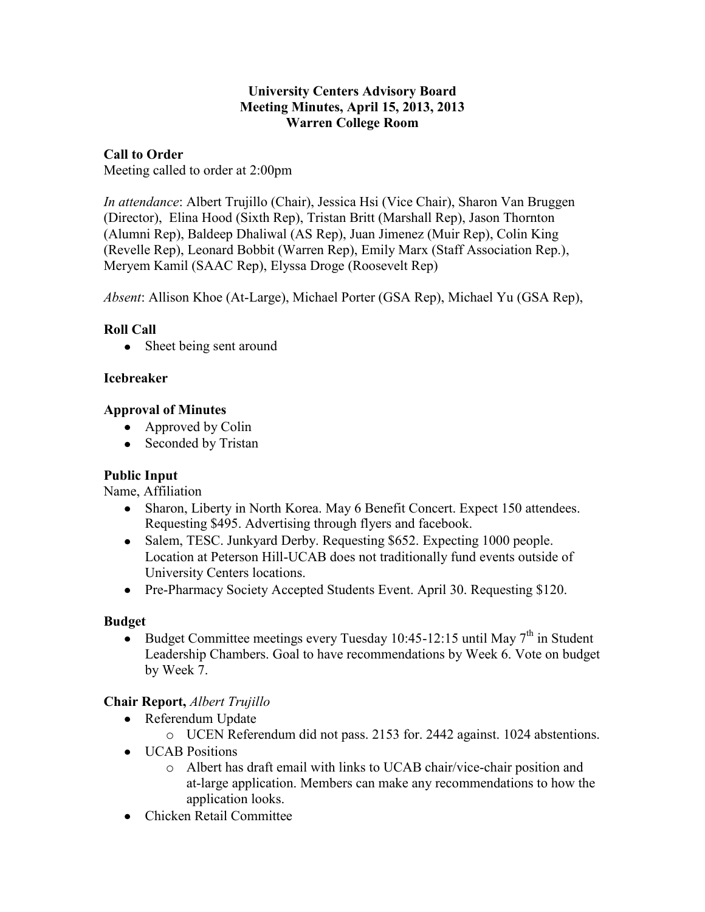**University Centers Advisory Board**
**Meeting Minutes, April 15, 2013, 2013**
**Warren College Room**

**Call to Order**

Meeting called to order at 2:00pm

*In attendance*: Albert Trujillo (Chair), Jessica Hsi (Vice Chair), Sharon Van Bruggen (Director), Elina Hood (Sixth Rep), Tristan Britt (Marshall Rep), Jason Thornton (Alumni Rep), Baldeep Dhaliwal (AS Rep), Juan Jimenez (Muir Rep), Colin King (Revelle Rep), Leonard Bobbit (Warren Rep), Emily Marx (Staff Association Rep.), Meryem Kamil (SAAC Rep), Elyssa Droge (Roosevelt Rep)

*Absent*: Allison Khoe (At-Large), Michael Porter (GSA Rep), Michael Yu (GSA Rep),

**Roll Call**

- Sheet being sent around

**Icebreaker**

**Approval of Minutes**

- Approved by Colin
- Seconded by Tristan

**Public Input**

Name, Affiliation

- Sharon, Liberty in North Korea. May 6 Benefit Concert. Expect 150 attendees. Requesting $495. Advertising through flyers and facebook.
- Salem, TESC. Junkyard Derby. Requesting $652. Expecting 1000 people. Location at Peterson Hill-UCAB does not traditionally fund events outside of University Centers locations.
- Pre-Pharmacy Society Accepted Students Event. April 30. Requesting $120.

**Budget**

- Budget Committee meetings every Tuesday 10:45-12:15 until May 7th in Student Leadership Chambers. Goal to have recommendations by Week 6. Vote on budget by Week 7.

**Chair Report,** *Albert Trujillo*

- Referendum Update
  - UCEN Referendum did not pass. 2153 for. 2442 against. 1024 abstentions.
- UCAB Positions
  - Albert has draft email with links to UCAB chair/vice-chair position and at-large application. Members can make any recommendations to how the application looks.
- Chicken Retail Committee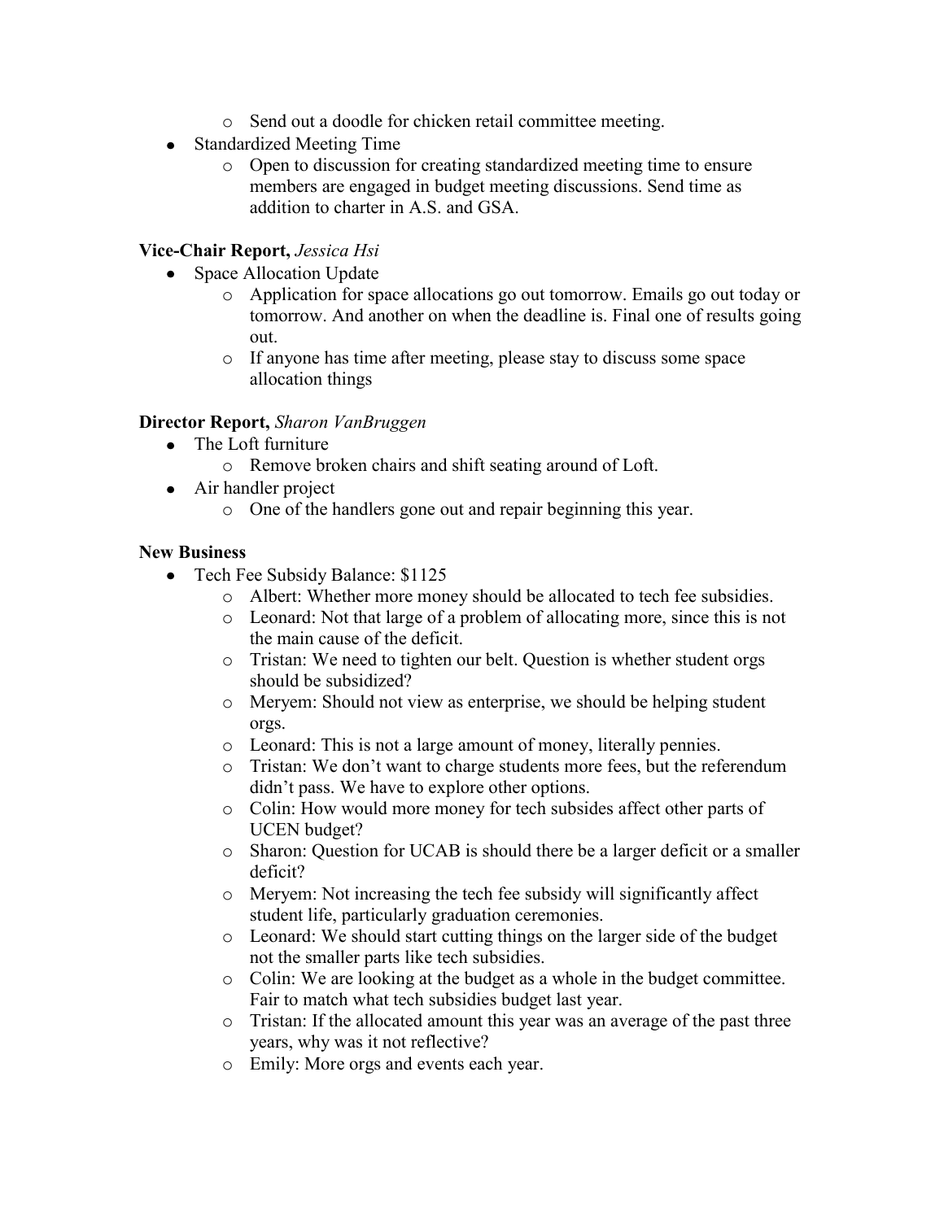- Send out a doodle for chicken retail committee meeting.
- Standardized Meeting Time
  - Open to discussion for creating standardized meeting time to ensure members are engaged in budget meeting discussions. Send time as addition to charter in A.S. and GSA.

**Vice-Chair Report,** *Jessica Hsi*

- Space Allocation Update
  - Application for space allocations go out tomorrow. Emails go out today or tomorrow. And another on when the deadline is. Final one of results going out.
  - If anyone has time after meeting, please stay to discuss some space allocation things

**Director Report,** *Sharon VanBruggen*

- The Loft furniture
  - Remove broken chairs and shift seating around of Loft.
- Air handler project
  - One of the handlers gone out and repair beginning this year.

**New Business**

- Tech Fee Subsidy Balance: $1125
  - Albert: Whether more money should be allocated to tech fee subsidies.
  - Leonard: Not that large of a problem of allocating more, since this is not the main cause of the deficit.
  - Tristan: We need to tighten our belt. Question is whether student orgs should be subsidized?
  - Meryem: Should not view as enterprise, we should be helping student orgs.
  - Leonard: This is not a large amount of money, literally pennies.
  - Tristan: We don't want to charge students more fees, but the referendum didn't pass. We have to explore other options.
  - Colin: How would more money for tech subsides affect other parts of UCEN budget?
  - Sharon: Question for UCAB is should there be a larger deficit or a smaller deficit?
  - Meryem: Not increasing the tech fee subsidy will significantly affect student life, particularly graduation ceremonies.
  - Leonard: We should start cutting things on the larger side of the budget not the smaller parts like tech subsidies.
  - Colin: We are looking at the budget as a whole in the budget committee. Fair to match what tech subsidies budget last year.
  - Tristan: If the allocated amount this year was an average of the past three years, why was it not reflective?
  - Emily: More orgs and events each year.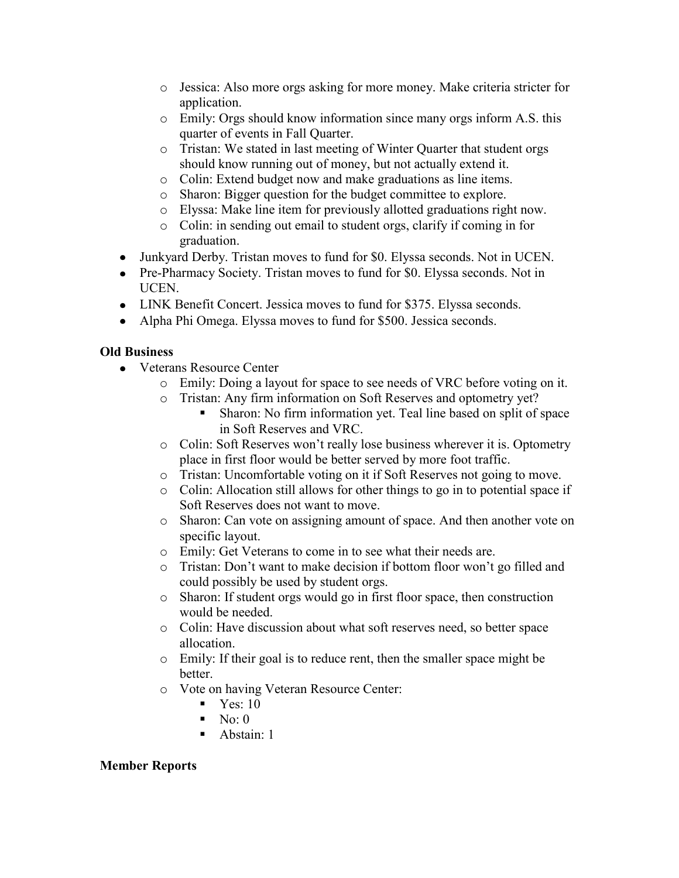- Jessica: Also more orgs asking for more money. Make criteria stricter for application.
    - Emily: Orgs should know information since many orgs inform A.S. this quarter of events in Fall Quarter.
    - Tristan: We stated in last meeting of Winter Quarter that student orgs should know running out of money, but not actually extend it.
    - Colin: Extend budget now and make graduations as line items.
    - Sharon: Bigger question for the budget committee to explore.
    - Elyssa: Make line item for previously allotted graduations right now.
    - Colin: in sending out email to student orgs, clarify if coming in for graduation.
- Junkyard Derby. Tristan moves to fund for $0. Elyssa seconds. Not in UCEN.
- Pre-Pharmacy Society. Tristan moves to fund for $0. Elyssa seconds. Not in UCEN.
- LINK Benefit Concert. Jessica moves to fund for $375. Elyssa seconds.
- Alpha Phi Omega. Elyssa moves to fund for $500. Jessica seconds.

**Old Business**

- Veterans Resource Center
    - Emily: Doing a layout for space to see needs of VRC before voting on it.
    - Tristan: Any firm information on Soft Reserves and optometry yet?
        - Sharon: No firm information yet. Teal line based on split of space in Soft Reserves and VRC.
    - Colin: Soft Reserves won't really lose business wherever it is. Optometry place in first floor would be better served by more foot traffic.
    - Tristan: Uncomfortable voting on it if Soft Reserves not going to move.
    - Colin: Allocation still allows for other things to go in to potential space if Soft Reserves does not want to move.
    - Sharon: Can vote on assigning amount of space. And then another vote on specific layout.
    - Emily: Get Veterans to come in to see what their needs are.
    - Tristan: Don't want to make decision if bottom floor won't go filled and could possibly be used by student orgs.
    - Sharon: If student orgs would go in first floor space, then construction would be needed.
    - Colin: Have discussion about what soft reserves need, so better space allocation.
    - Emily: If their goal is to reduce rent, then the smaller space might be better.
    - Vote on having Veteran Resource Center:
        - Yes: 10
        - No: 0
        - Abstain: 1

**Member Reports**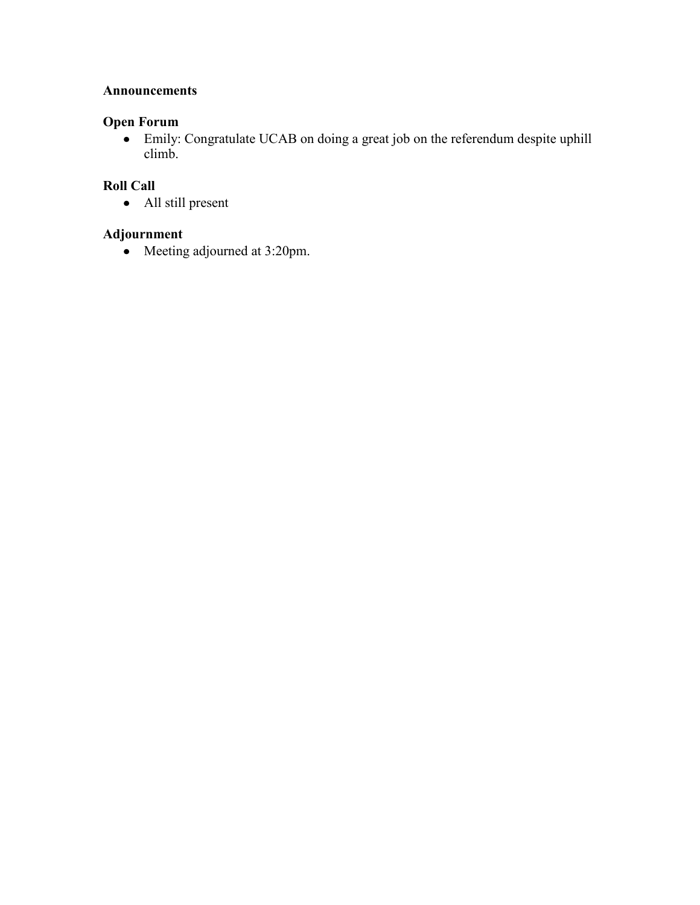**Announcements**

**Open Forum**

- Emily: Congratulate UCAB on doing a great job on the referendum despite uphill climb.

**Roll Call**

- All still present

**Adjournment**

- Meeting adjourned at 3:20pm.